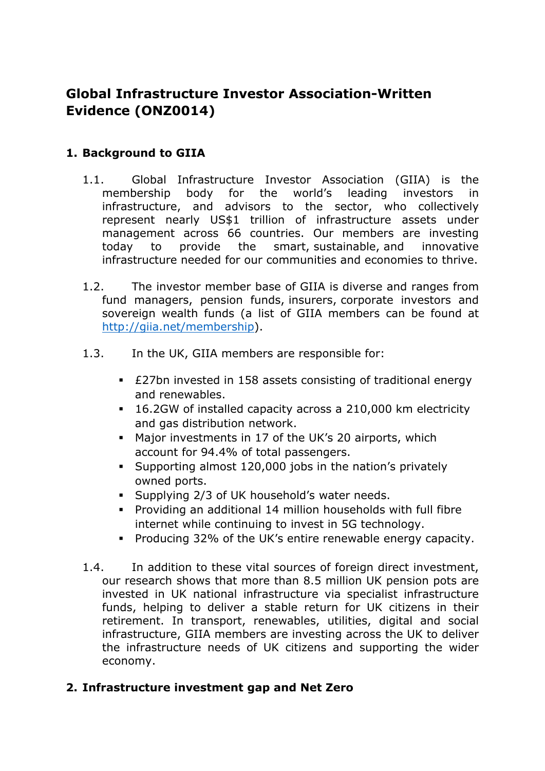# Global Infrastructure Investor Association-Written Evidence (ONZ0014)

## 1. Background to GIIA

1.1. Global Infrastructure Investor Association (GIIA) is the membership body for the world's leading investors in infrastructure, and advisors to the sector, who collectively represent nearly US$1 trillion of infrastructure assets under management across 66 countries. Our members are investing today to provide the smart, sustainable, and innovative infrastructure needed for our communities and economies to thrive.

1.2. The investor member base of GIIA is diverse and ranges from fund managers, pension funds, insurers, corporate investors and sovereign wealth funds (a list of GIIA members can be found at [http://giia.net/membership](http://giia.net/membership)).

1.3. In the UK, GIIA members are responsible for:

- £27bn invested in 158 assets consisting of traditional energy and renewables.
- 16.2GW of installed capacity across a 210,000 km electricity and gas distribution network.
- Major investments in 17 of the UK's 20 airports, which account for 94.4% of total passengers.
- Supporting almost 120,000 jobs in the nation's privately owned ports.
- Supplying 2/3 of UK household's water needs.
- Providing an additional 14 million households with full fibre internet while continuing to invest in 5G technology.
- Producing 32% of the UK's entire renewable energy capacity.

1.4. In addition to these vital sources of foreign direct investment, our research shows that more than 8.5 million UK pension pots are invested in UK national infrastructure via specialist infrastructure funds, helping to deliver a stable return for UK citizens in their retirement. In transport, renewables, utilities, digital and social infrastructure, GIIA members are investing across the UK to deliver the infrastructure needs of UK citizens and supporting the wider economy.

## 2. Infrastructure investment gap and Net Zero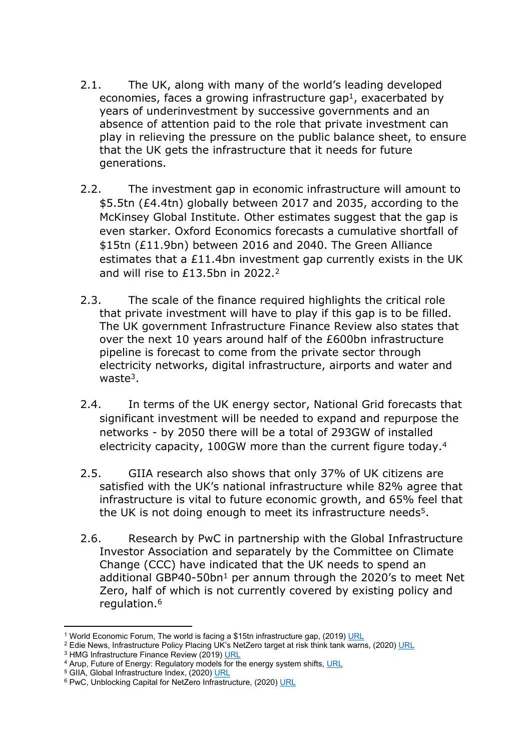2.1. The UK, along with many of the world's leading developed economies, faces a growing infrastructure gap[1], exacerbated by years of underinvestment by successive governments and an absence of attention paid to the role that private investment can play in relieving the pressure on the public balance sheet, to ensure that the UK gets the infrastructure that it needs for future generations.

2.2. The investment gap in economic infrastructure will amount to $5.5tn (£4.4tn) globally between 2017 and 2035, according to the McKinsey Global Institute. Other estimates suggest that the gap is even starker. Oxford Economics forecasts a cumulative shortfall of $15tn (£11.9bn) between 2016 and 2040. The Green Alliance estimates that a £11.4bn investment gap currently exists in the UK and will rise to £13.5bn in 2022.[2]

2.3. The scale of the finance required highlights the critical role that private investment will have to play if this gap is to be filled. The UK government Infrastructure Finance Review also states that over the next 10 years around half of the £600bn infrastructure pipeline is forecast to come from the private sector through electricity networks, digital infrastructure, airports and water and waste[3].

2.4. In terms of the UK energy sector, National Grid forecasts that significant investment will be needed to expand and repurpose the networks - by 2050 there will be a total of 293GW of installed electricity capacity, 100GW more than the current figure today.[4]

2.5. GIIA research also shows that only 37% of UK citizens are satisfied with the UK's national infrastructure while 82% agree that infrastructure is vital to future economic growth, and 65% feel that the UK is not doing enough to meet its infrastructure needs[5].

2.6. Research by PwC in partnership with the Global Infrastructure Investor Association and separately by the Committee on Climate Change (CCC) have indicated that the UK needs to spend an additional GBP40-50bn[1] per annum through the 2020's to meet Net Zero, half of which is not currently covered by existing policy and regulation.[6]

---

[1] World Economic Forum, The world is facing a $15tn infrastructure gap, (2019) URL

[2] Edie News, Infrastructure Policy Placing UK's NetZero target at risk think tank warns, (2020) URL

[3] HMG Infrastructure Finance Review (2019) URL

[4] Arup, Future of Energy: Regulatory models for the energy system shifts, URL

[5] GIIA, Global Infrastructure Index, (2020) URL

[6] PwC, Unblocking Capital for NetZero Infrastructure, (2020) URL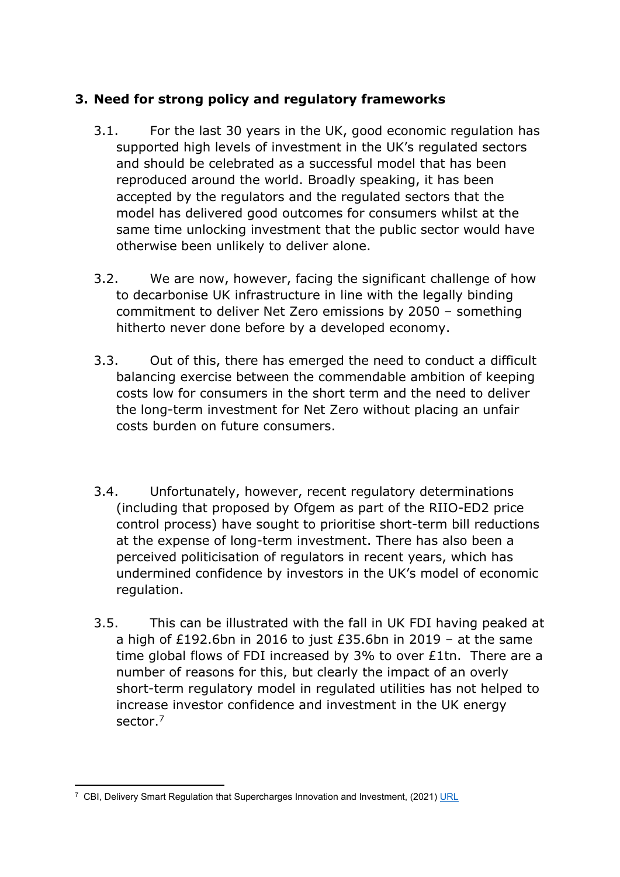## 3. Need for strong policy and regulatory frameworks

3.1. For the last 30 years in the UK, good economic regulation has supported high levels of investment in the UK's regulated sectors and should be celebrated as a successful model that has been reproduced around the world. Broadly speaking, it has been accepted by the regulators and the regulated sectors that the model has delivered good outcomes for consumers whilst at the same time unlocking investment that the public sector would have otherwise been unlikely to deliver alone.

3.2. We are now, however, facing the significant challenge of how to decarbonise UK infrastructure in line with the legally binding commitment to deliver Net Zero emissions by 2050 – something hitherto never done before by a developed economy.

3.3. Out of this, there has emerged the need to conduct a difficult balancing exercise between the commendable ambition of keeping costs low for consumers in the short term and the need to deliver the long-term investment for Net Zero without placing an unfair costs burden on future consumers.

3.4. Unfortunately, however, recent regulatory determinations (including that proposed by Ofgem as part of the RIIO-ED2 price control process) have sought to prioritise short-term bill reductions at the expense of long-term investment. There has also been a perceived politicisation of regulators in recent years, which has undermined confidence by investors in the UK's model of economic regulation.

3.5. This can be illustrated with the fall in UK FDI having peaked at a high of £192.6bn in 2016 to just £35.6bn in 2019 – at the same time global flows of FDI increased by 3% to over £1tn. There are a number of reasons for this, but clearly the impact of an overly short-term regulatory model in regulated utilities has not helped to increase investor confidence and investment in the UK energy sector.[7]

---

[7] CBI, Delivery Smart Regulation that Supercharges Innovation and Investment, (2021) URL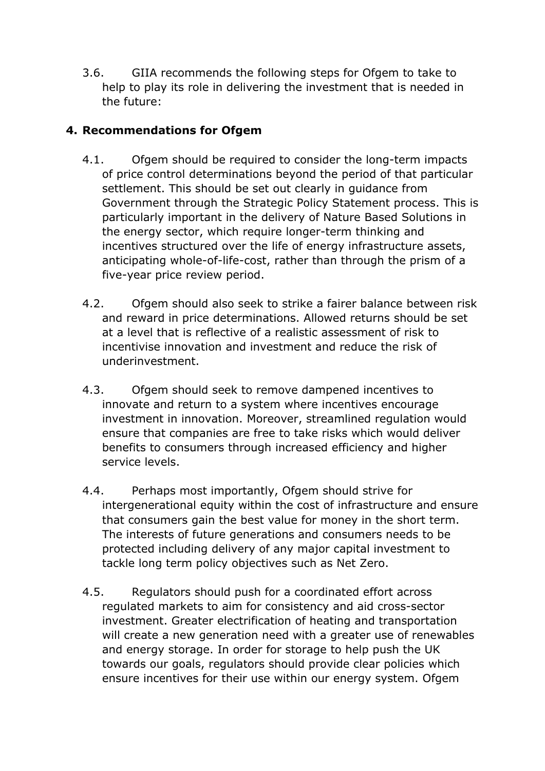3.6. GIIA recommends the following steps for Ofgem to take to help to play its role in delivering the investment that is needed in the future:

## 4. Recommendations for Ofgem

4.1. Ofgem should be required to consider the long-term impacts of price control determinations beyond the period of that particular settlement. This should be set out clearly in guidance from Government through the Strategic Policy Statement process. This is particularly important in the delivery of Nature Based Solutions in the energy sector, which require longer-term thinking and incentives structured over the life of energy infrastructure assets, anticipating whole-of-life-cost, rather than through the prism of a five-year price review period.

4.2. Ofgem should also seek to strike a fairer balance between risk and reward in price determinations. Allowed returns should be set at a level that is reflective of a realistic assessment of risk to incentivise innovation and investment and reduce the risk of underinvestment.

4.3. Ofgem should seek to remove dampened incentives to innovate and return to a system where incentives encourage investment in innovation. Moreover, streamlined regulation would ensure that companies are free to take risks which would deliver benefits to consumers through increased efficiency and higher service levels.

4.4. Perhaps most importantly, Ofgem should strive for intergenerational equity within the cost of infrastructure and ensure that consumers gain the best value for money in the short term. The interests of future generations and consumers needs to be protected including delivery of any major capital investment to tackle long term policy objectives such as Net Zero.

4.5. Regulators should push for a coordinated effort across regulated markets to aim for consistency and aid cross-sector investment. Greater electrification of heating and transportation will create a new generation need with a greater use of renewables and energy storage. In order for storage to help push the UK towards our goals, regulators should provide clear policies which ensure incentives for their use within our energy system. Ofgem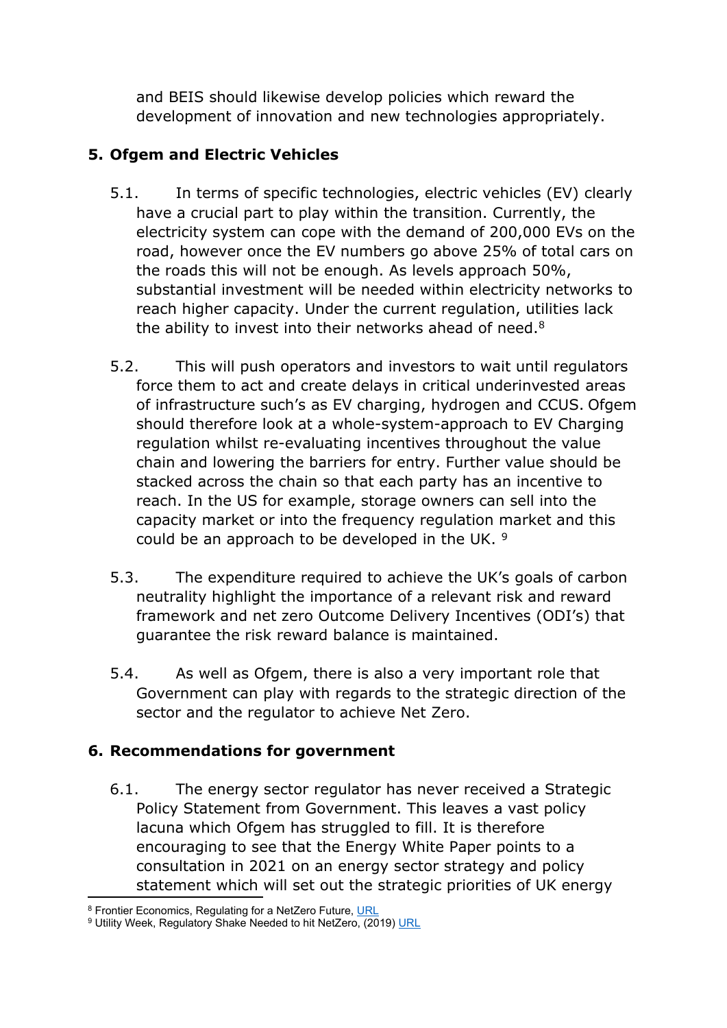and BEIS should likewise develop policies which reward the development of innovation and new technologies appropriately.

## 5. Ofgem and Electric Vehicles

5.1. In terms of specific technologies, electric vehicles (EV) clearly have a crucial part to play within the transition. Currently, the electricity system can cope with the demand of 200,000 EVs on the road, however once the EV numbers go above 25% of total cars on the roads this will not be enough. As levels approach 50%, substantial investment will be needed within electricity networks to reach higher capacity. Under the current regulation, utilities lack the ability to invest into their networks ahead of need.[8]

5.2. This will push operators and investors to wait until regulators force them to act and create delays in critical underinvested areas of infrastructure such's as EV charging, hydrogen and CCUS. Ofgem should therefore look at a whole-system-approach to EV Charging regulation whilst re-evaluating incentives throughout the value chain and lowering the barriers for entry. Further value should be stacked across the chain so that each party has an incentive to reach. In the US for example, storage owners can sell into the capacity market or into the frequency regulation market and this could be an approach to be developed in the UK. [9]

5.3. The expenditure required to achieve the UK's goals of carbon neutrality highlight the importance of a relevant risk and reward framework and net zero Outcome Delivery Incentives (ODI's) that guarantee the risk reward balance is maintained.

5.4. As well as Ofgem, there is also a very important role that Government can play with regards to the strategic direction of the sector and the regulator to achieve Net Zero.

## 6. Recommendations for government

6.1. The energy sector regulator has never received a Strategic Policy Statement from Government. This leaves a vast policy lacuna which Ofgem has struggled to fill. It is therefore encouraging to see that the Energy White Paper points to a consultation in 2021 on an energy sector strategy and policy statement which will set out the strategic priorities of UK energy

---

[8] Frontier Economics, Regulating for a NetZero Future, URL

[9] Utility Week, Regulatory Shake Needed to hit NetZero, (2019) URL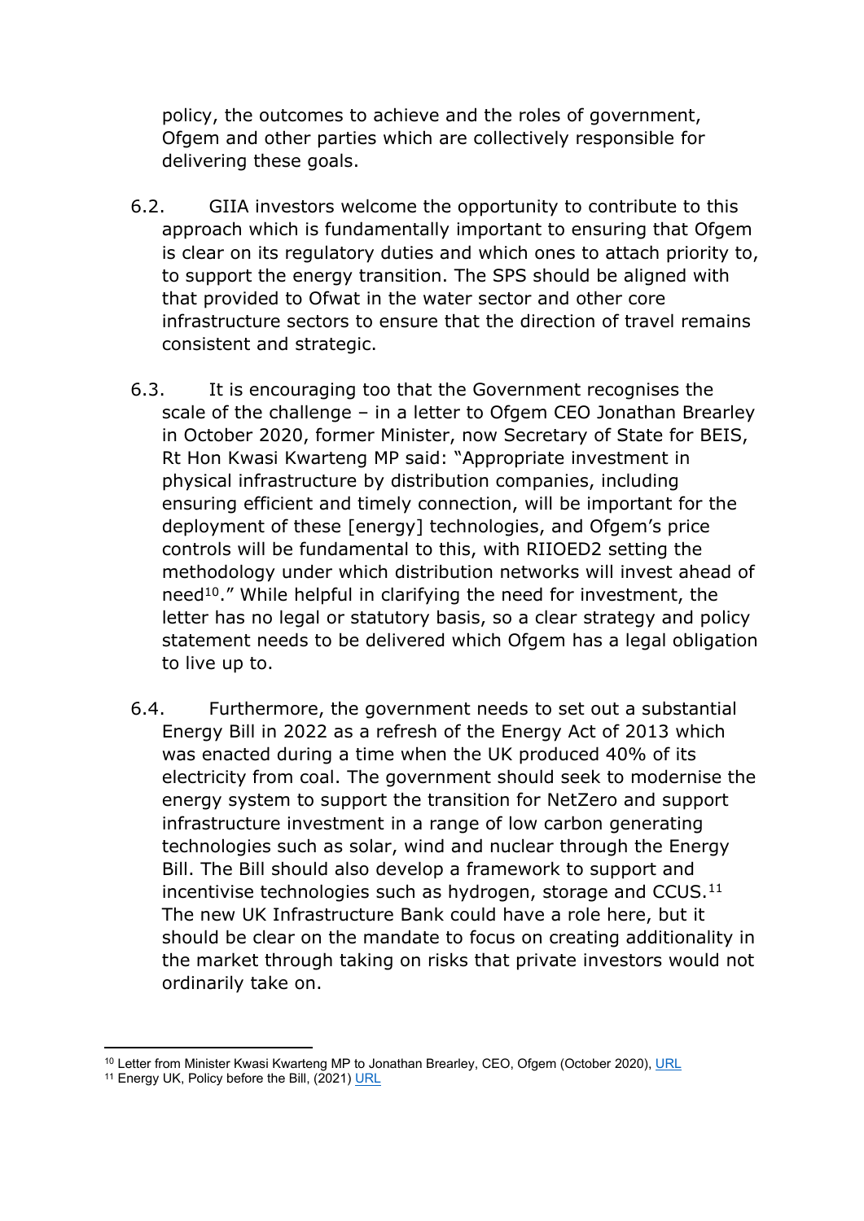policy, the outcomes to achieve and the roles of government, Ofgem and other parties which are collectively responsible for delivering these goals.

6.2. GIIA investors welcome the opportunity to contribute to this approach which is fundamentally important to ensuring that Ofgem is clear on its regulatory duties and which ones to attach priority to, to support the energy transition. The SPS should be aligned with that provided to Ofwat in the water sector and other core infrastructure sectors to ensure that the direction of travel remains consistent and strategic.

6.3. It is encouraging too that the Government recognises the scale of the challenge – in a letter to Ofgem CEO Jonathan Brearley in October 2020, former Minister, now Secretary of State for BEIS, Rt Hon Kwasi Kwarteng MP said: "Appropriate investment in physical infrastructure by distribution companies, including ensuring efficient and timely connection, will be important for the deployment of these [energy] technologies, and Ofgem's price controls will be fundamental to this, with RIIOED2 setting the methodology under which distribution networks will invest ahead of need[10]." While helpful in clarifying the need for investment, the letter has no legal or statutory basis, so a clear strategy and policy statement needs to be delivered which Ofgem has a legal obligation to live up to.

6.4. Furthermore, the government needs to set out a substantial Energy Bill in 2022 as a refresh of the Energy Act of 2013 which was enacted during a time when the UK produced 40% of its electricity from coal. The government should seek to modernise the energy system to support the transition for NetZero and support infrastructure investment in a range of low carbon generating technologies such as solar, wind and nuclear through the Energy Bill. The Bill should also develop a framework to support and incentivise technologies such as hydrogen, storage and CCUS.[11] The new UK Infrastructure Bank could have a role here, but it should be clear on the mandate to focus on creating additionality in the market through taking on risks that private investors would not ordinarily take on.

---

[10] Letter from Minister Kwasi Kwarteng MP to Jonathan Brearley, CEO, Ofgem (October 2020), URL

[11] Energy UK, Policy before the Bill, (2021) URL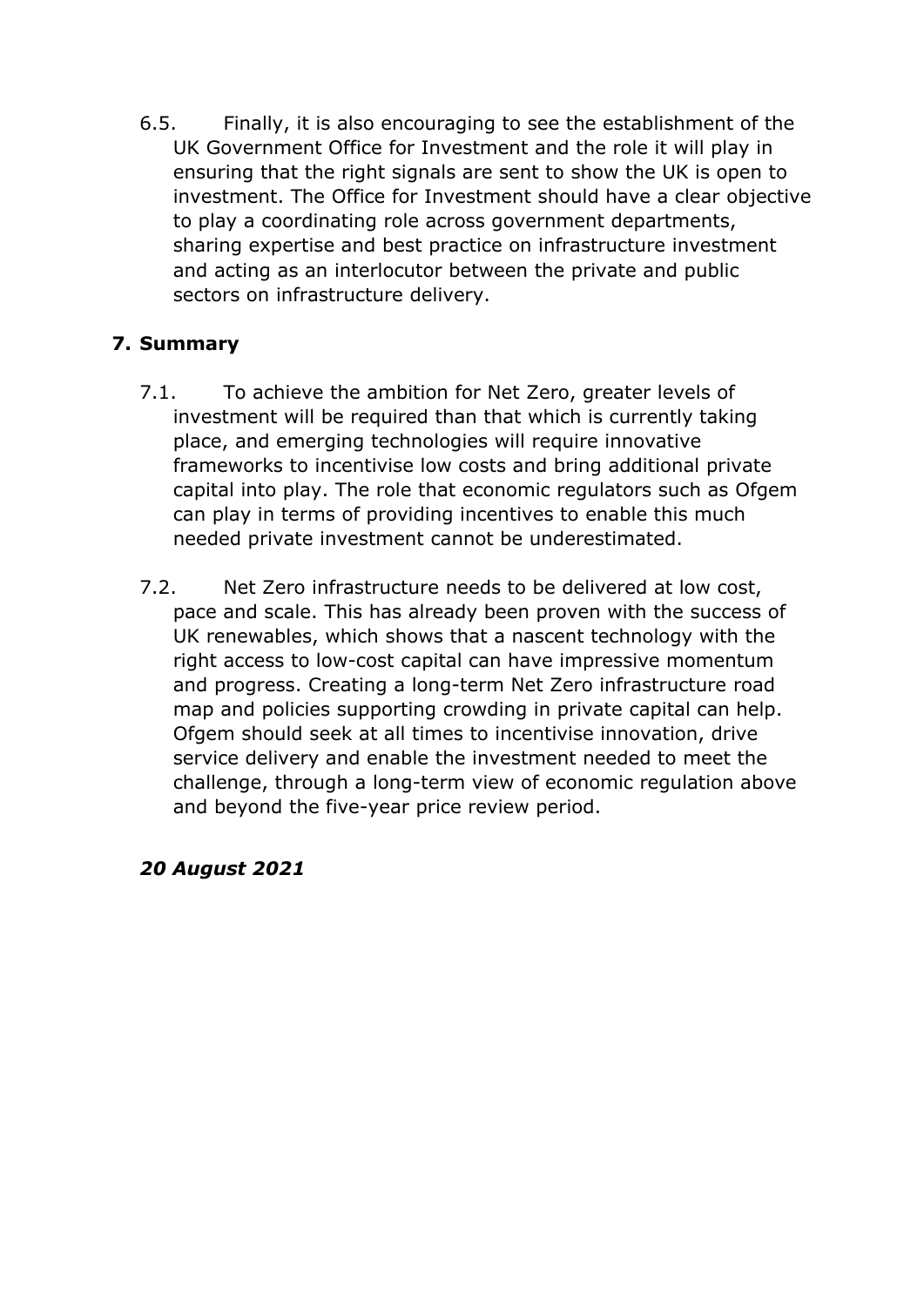6.5. Finally, it is also encouraging to see the establishment of the UK Government Office for Investment and the role it will play in ensuring that the right signals are sent to show the UK is open to investment. The Office for Investment should have a clear objective to play a coordinating role across government departments, sharing expertise and best practice on infrastructure investment and acting as an interlocutor between the private and public sectors on infrastructure delivery.

## 7. Summary

7.1. To achieve the ambition for Net Zero, greater levels of investment will be required than that which is currently taking place, and emerging technologies will require innovative frameworks to incentivise low costs and bring additional private capital into play. The role that economic regulators such as Ofgem can play in terms of providing incentives to enable this much needed private investment cannot be underestimated.

7.2. Net Zero infrastructure needs to be delivered at low cost, pace and scale. This has already been proven with the success of UK renewables, which shows that a nascent technology with the right access to low-cost capital can have impressive momentum and progress. Creating a long-term Net Zero infrastructure road map and policies supporting crowding in private capital can help. Ofgem should seek at all times to incentivise innovation, drive service delivery and enable the investment needed to meet the challenge, through a long-term view of economic regulation above and beyond the five-year price review period.

***20 August 2021***